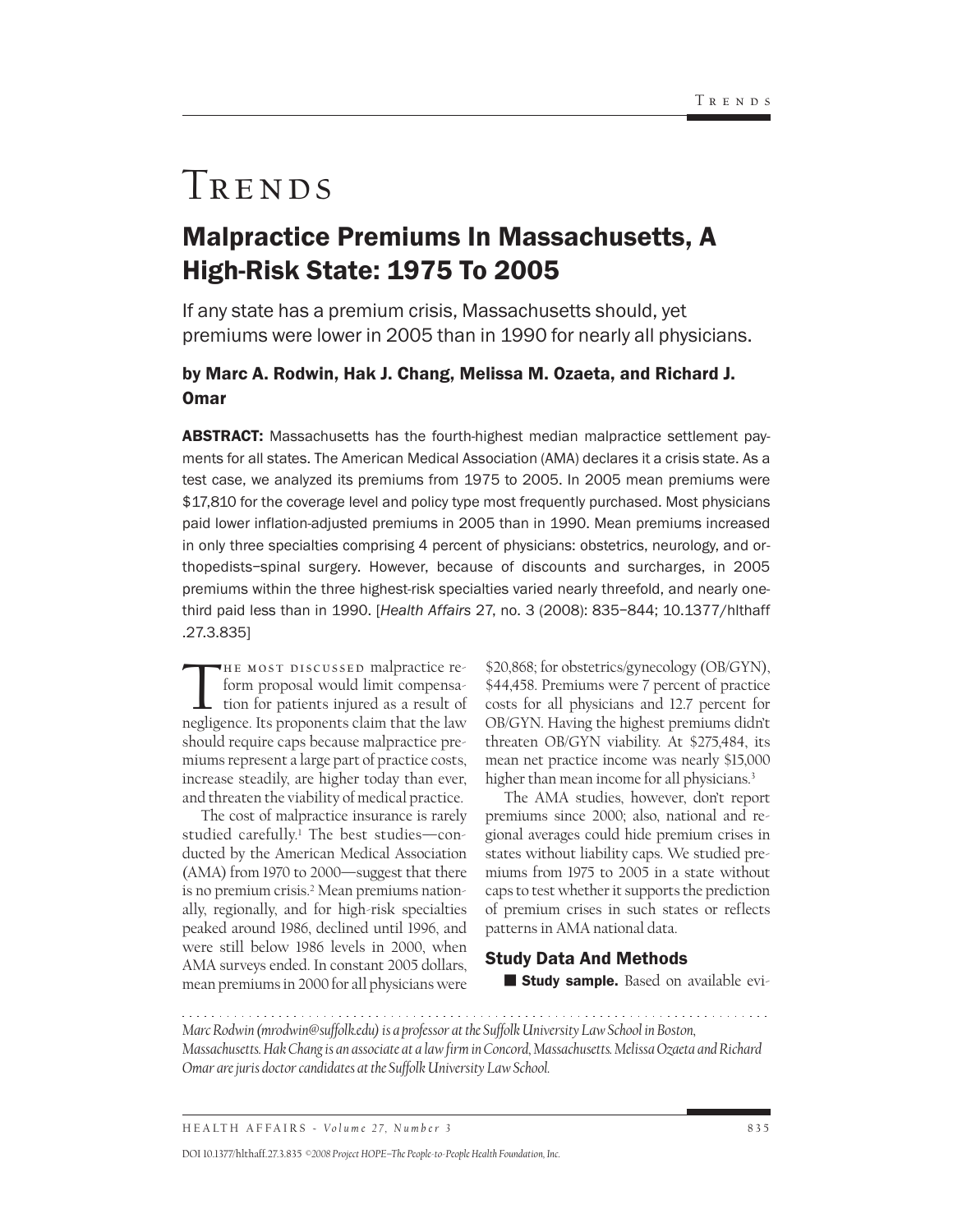# Trends

## Malpractice Premiums In Massachusetts, A High-Risk State: 1975 To 2005

If any state has a premium crisis, Massachusetts should, yet premiums were lower in 2005 than in 1990 for nearly all physicians.

### by Marc A. Rodwin, Hak J. Chang, Melissa M. Ozaeta, and Richard J. Omar

**ABSTRACT:** Massachusetts has the fourth-highest median malpractice settlement payments for all states. The American Medical Association (AMA) declares it a crisis state. As a test case, we analyzed its premiums from 1975 to 2005. In 2005 mean premiums were $17,810 for the coverage level and policy type most frequently purchased. Most physicians paid lower inflation-adjusted premiums in 2005 than in 1990. Mean premiums increased in only three specialties comprising 4 percent of physicians: obstetrics, neurology, and orthopedists–spinal surgery. However, because of discounts and surcharges, in 2005 premiums within the three highest-risk specialties varied nearly threefold, and nearly one-third paid less than in 1990. [*Health Affairs* 27, no. 3 (2008): 835–844; 10.1377/hlthaff.27.3.835]

The most discussed malpractice reform proposal would limit compensation for patients injured as a result of negligence. Its proponents claim that the law should require caps because malpractice premiums represent a large part of practice costs, increase steadily, are higher today than ever, and threaten the viability of medical practice.

The cost of malpractice insurance is rarely studied carefully.[1] The best studies—conducted by the American Medical Association (AMA) from 1970 to 2000—suggest that there is no premium crisis.[2] Mean premiums nationally, regionally, and for high-risk specialties peaked around 1986, declined until 1996, and were still below 1986 levels in 2000, when AMA surveys ended. In constant 2005 dollars, mean premiums in 2000 for all physicians were $20,868; for obstetrics/gynecology (OB/GYN), $44,458. Premiums were 7 percent of practice costs for all physicians and 12.7 percent for OB/GYN. Having the highest premiums didn't threaten OB/GYN viability. At $275,484, its mean net practice income was nearly $15,000 higher than mean income for all physicians.[3]

The AMA studies, however, don't report premiums since 2000; also, national and regional averages could hide premium crises in states without liability caps. We studied premiums from 1975 to 2005 in a state without caps to test whether it supports the prediction of premium crises in such states or reflects patterns in AMA national data.

## Study Data And Methods

■ **Study sample.** Based on available evi-

*Marc Rodwin (mrodwin@suffolk.edu) is a professor at the Suffolk University Law School in Boston, Massachusetts. Hak Chang is an associate at a law firm in Concord, Massachusetts. Melissa Ozaeta and Richard Omar are juris doctor candidates at the Suffolk University Law School.*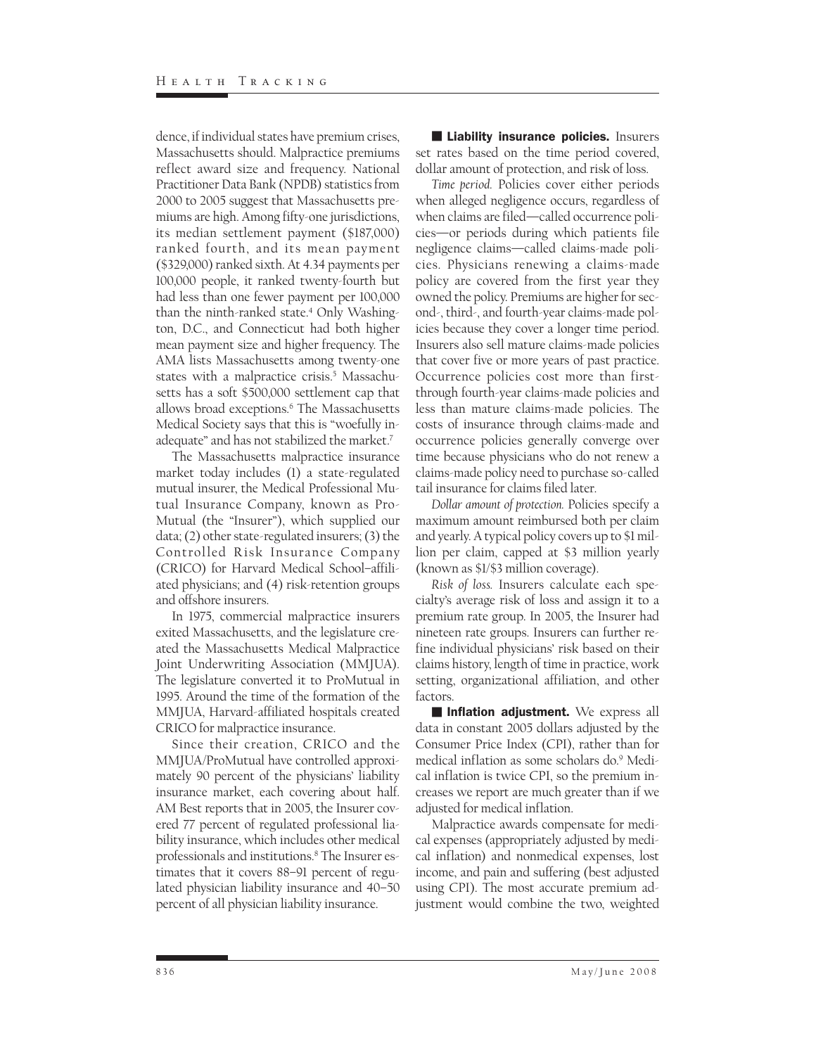dence, if individual states have premium crises, Massachusetts should. Malpractice premiums reflect award size and frequency. National Practitioner Data Bank (NPDB) statistics from 2000 to 2005 suggest that Massachusetts premiums are high. Among fifty-one jurisdictions, its median settlement payment ($187,000) ranked fourth, and its mean payment ($329,000) ranked sixth. At 4.34 payments per 100,000 people, it ranked twenty-fourth but had less than one fewer payment per 100,000 than the ninth-ranked state.[4] Only Washington, D.C., and Connecticut had both higher mean payment size and higher frequency. The AMA lists Massachusetts among twenty-one states with a malpractice crisis.[5] Massachusetts has a soft $500,000 settlement cap that allows broad exceptions.[6] The Massachusetts Medical Society says that this is "woefully inadequate" and has not stabilized the market.[7]

The Massachusetts malpractice insurance market today includes (1) a state-regulated mutual insurer, the Medical Professional Mutual Insurance Company, known as ProMutual (the "Insurer"), which supplied our data; (2) other state-regulated insurers; (3) the Controlled Risk Insurance Company (CRICO) for Harvard Medical School–affiliated physicians; and (4) risk-retention groups and offshore insurers.

In 1975, commercial malpractice insurers exited Massachusetts, and the legislature created the Massachusetts Medical Malpractice Joint Underwriting Association (MMJUA). The legislature converted it to ProMutual in 1995. Around the time of the formation of the MMJUA, Harvard-affiliated hospitals created CRICO for malpractice insurance.

Since their creation, CRICO and the MMJUA/ProMutual have controlled approximately 90 percent of the physicians' liability insurance market, each covering about half. AM Best reports that in 2005, the Insurer covered 77 percent of regulated professional liability insurance, which includes other medical professionals and institutions.[8] The Insurer estimates that it covers 88–91 percent of regulated physician liability insurance and 40–50 percent of all physician liability insurance.

**Liability insurance policies.** Insurers set rates based on the time period covered, dollar amount of protection, and risk of loss.

*Time period.* Policies cover either periods when alleged negligence occurs, regardless of when claims are filed—called occurrence policies—or periods during which patients file negligence claims—called claims-made policies. Physicians renewing a claims-made policy are covered from the first year they owned the policy. Premiums are higher for second-, third-, and fourth-year claims-made policies because they cover a longer time period. Insurers also sell mature claims-made policies that cover five or more years of past practice. Occurrence policies cost more than first- through fourth-year claims-made policies and less than mature claims-made policies. The costs of insurance through claims-made and occurrence policies generally converge over time because physicians who do not renew a claims-made policy need to purchase so-called tail insurance for claims filed later.

*Dollar amount of protection.* Policies specify a maximum amount reimbursed both per claim and yearly. A typical policy covers up to $1 million per claim, capped at $3 million yearly (known as $1/$3 million coverage).

*Risk of loss.* Insurers calculate each specialty's average risk of loss and assign it to a premium rate group. In 2005, the Insurer had nineteen rate groups. Insurers can further refine individual physicians' risk based on their claims history, length of time in practice, work setting, organizational affiliation, and other factors.

**Inflation adjustment.** We express all data in constant 2005 dollars adjusted by the Consumer Price Index (CPI), rather than for medical inflation as some scholars do.[9] Medical inflation is twice CPI, so the premium increases we report are much greater than if we adjusted for medical inflation.

Malpractice awards compensate for medical expenses (appropriately adjusted by medical inflation) and nonmedical expenses, lost income, and pain and suffering (best adjusted using CPI). The most accurate premium adjustment would combine the two, weighted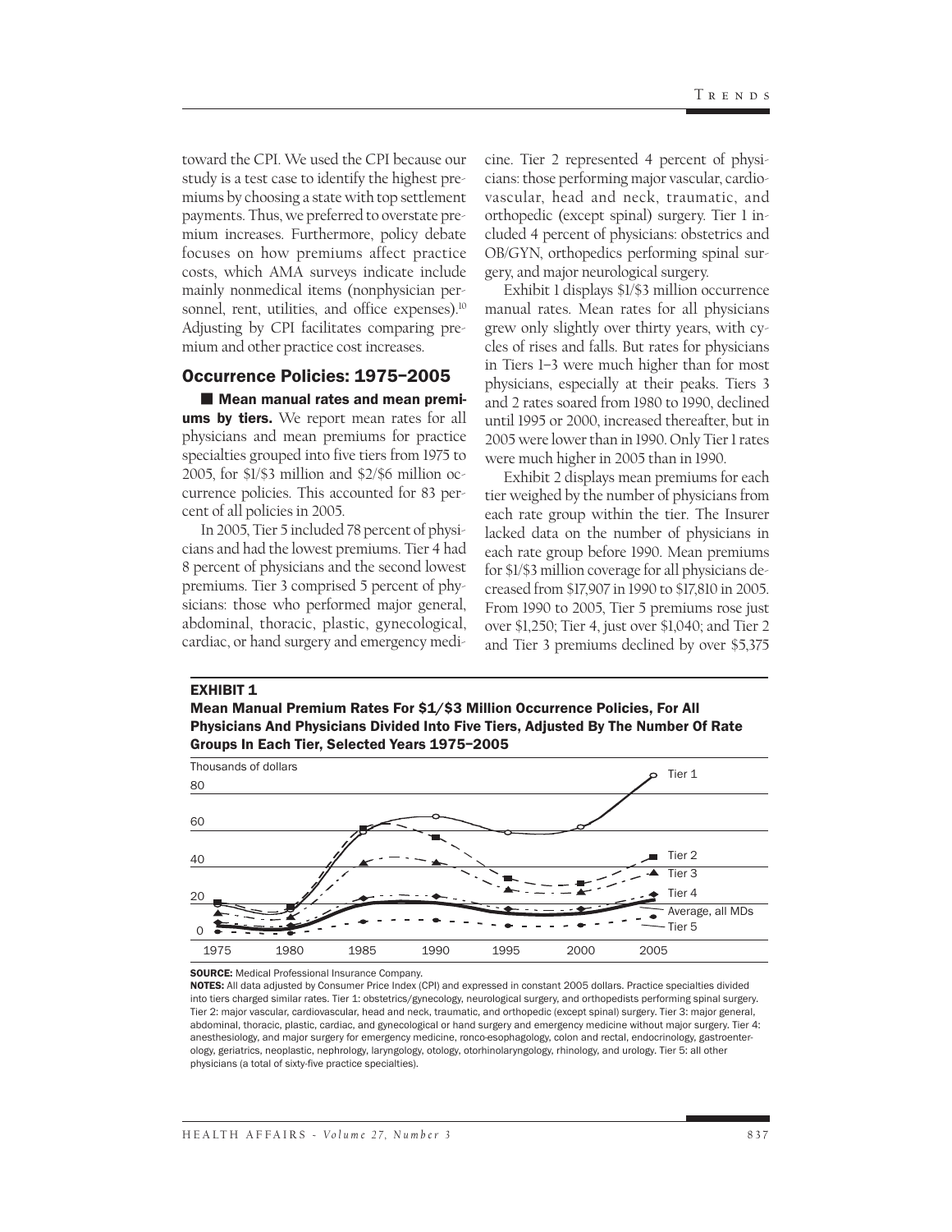toward the CPI. We used the CPI because our study is a test case to identify the highest premiums by choosing a state with top settlement payments. Thus, we preferred to overstate premium increases. Furthermore, policy debate focuses on how premiums affect practice costs, which AMA surveys indicate include mainly nonmedical items (nonphysician personnel, rent, utilities, and office expenses).[10] Adjusting by CPI facilitates comparing premium and other practice cost increases.

## Occurrence Policies: 1975–2005

**■ Mean manual rates and mean premiums by tiers.** We report mean rates for all physicians and mean premiums for practice specialties grouped into five tiers from 1975 to 2005, for $1/$3 million and $2/$6 million occurrence policies. This accounted for 83 percent of all policies in 2005.

In 2005, Tier 5 included 78 percent of physicians and had the lowest premiums. Tier 4 had 8 percent of physicians and the second lowest premiums. Tier 3 comprised 5 percent of physicians: those who performed major general, abdominal, thoracic, plastic, gynecological, cardiac, or hand surgery and emergency medicine. Tier 2 represented 4 percent of physicians: those performing major vascular, cardiovascular, head and neck, traumatic, and orthopedic (except spinal) surgery. Tier 1 included 4 percent of physicians: obstetrics and OB/GYN, orthopedics performing spinal surgery, and major neurological surgery.

Exhibit 1 displays $1/$3 million occurrence manual rates. Mean rates for all physicians grew only slightly over thirty years, with cycles of rises and falls. But rates for physicians in Tiers 1–3 were much higher than for most physicians, especially at their peaks. Tiers 3 and 2 rates soared from 1980 to 1990, declined until 1995 or 2000, increased thereafter, but in 2005 were lower than in 1990. Only Tier 1 rates were much higher in 2005 than in 1990.

Exhibit 2 displays mean premiums for each tier weighed by the number of physicians from each rate group within the tier. The Insurer lacked data on the number of physicians in each rate group before 1990. Mean premiums for $1/$3 million coverage for all physicians decreased from $17,907 in 1990 to $17,810 in 2005. From 1990 to 2005, Tier 5 premiums rose just over $1,250; Tier 4, just over $1,040; and Tier 2 and Tier 3 premiums declined by over $5,375

**EXHIBIT 1**
**Mean Manual Premium Rates For $1/$3 Million Occurrence Policies, For All Physicians And Physicians Divided Into Five Tiers, Adjusted By The Number Of Rate Groups In Each Tier, Selected Years 1975–2005**

**SOURCE:** Medical Professional Insurance Company.
**NOTES:** All data adjusted by Consumer Price Index (CPI) and expressed in constant 2005 dollars. Practice specialties divided into tiers charged similar rates. Tier 1: obstetrics/gynecology, neurological surgery, and orthopedists performing spinal surgery. Tier 2: major vascular, cardiovascular, head and neck, traumatic, and orthopedic (except spinal) surgery. Tier 3: major general, abdominal, thoracic, plastic, cardiac, and gynecological or hand surgery and emergency medicine without major surgery. Tier 4: anesthesiology, and major surgery for emergency medicine, ronco-esophagology, colon and rectal, endocrinology, gastroenterology, geriatrics, neoplastic, nephrology, laryngology, otology, otorhinolaryngology, rhinology, and urology. Tier 5: all other physicians (a total of sixty-five practice specialties).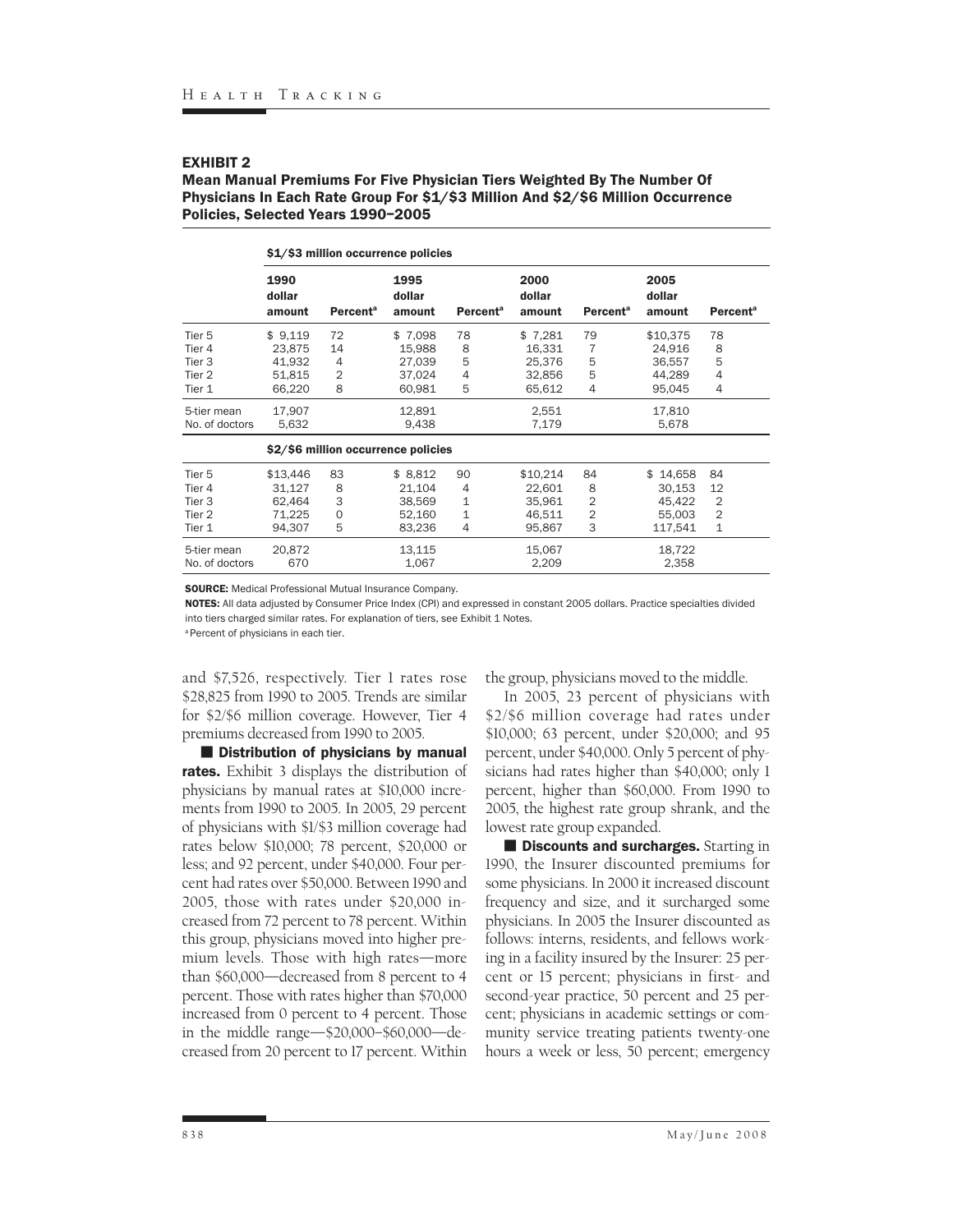**EXHIBIT 2**

**Mean Manual Premiums For Five Physician Tiers Weighted By The Number Of Physicians In Each Rate Group For $1/$3 Million And $2/$6 Million Occurrence Policies, Selected Years 1990–2005**

| | 1990 dollar amount | Percent[a] | 1995 dollar amount | Percent[a] | 2000 dollar amount | Percent[a] | 2005 dollar amount | Percent[a] |
|---|---|---|---|---|---|---|---|---|
| **$1/$3 million occurrence policies** | | | | | | | | |
| Tier 5 | $ 9,119 | 72 | $ 7,098 | 78 | $ 7,281 | 79 | $10,375 | 78 |
| Tier 4 | 23,875 | 14 | 15,988 | 8 | 16,331 | 7 | 24,916 | 8 |
| Tier 3 | 41,932 | 4 | 27,039 | 5 | 25,376 | 5 | 36,557 | 5 |
| Tier 2 | 51,815 | 2 | 37,024 | 4 | 32,856 | 5 | 44,289 | 4 |
| Tier 1 | 66,220 | 8 | 60,981 | 5 | 65,612 | 4 | 95,045 | 4 |
| 5-tier mean | 17,907 | | 12,891 | | 2,551 | | 17,810 | |
| No. of doctors | 5,632 | | 9,438 | | 7,179 | | 5,678 | |
| **$2/$6 million occurrence policies** | | | | | | | | |
| Tier 5 | $13,446 | 83 | $ 8,812 | 90 | $10,214 | 84 | $ 14,658 | 84 |
| Tier 4 | 31,127 | 8 | 21,104 | 4 | 22,601 | 8 | 30,153 | 12 |
| Tier 3 | 62,464 | 3 | 38,569 | 1 | 35,961 | 2 | 45,422 | 2 |
| Tier 2 | 71,225 | 0 | 52,160 | 1 | 46,511 | 2 | 55,003 | 2 |
| Tier 1 | 94,307 | 5 | 83,236 | 4 | 95,867 | 3 | 117,541 | 1 |
| 5-tier mean | 20,872 | | 13,115 | | 15,067 | | 18,722 | |
| No. of doctors | 670 | | 1,067 | | 2,209 | | 2,358 | |

**SOURCE:** Medical Professional Mutual Insurance Company.

**NOTES:** All data adjusted by Consumer Price Index (CPI) and expressed in constant 2005 dollars. Practice specialties divided into tiers charged similar rates. For explanation of tiers, see Exhibit 1 Notes.

[a] Percent of physicians in each tier.

and $7,526, respectively. Tier 1 rates rose $28,825 from 1990 to 2005. Trends are similar for $2/$6 million coverage. However, Tier 4 premiums decreased from 1990 to 2005.

■ **Distribution of physicians by manual rates.** Exhibit 3 displays the distribution of physicians by manual rates at $10,000 increments from 1990 to 2005. In 2005, 29 percent of physicians with $1/$3 million coverage had rates below $10,000; 78 percent, $20,000 or less; and 92 percent, under $40,000. Four percent had rates over $50,000. Between 1990 and 2005, those with rates under $20,000 increased from 72 percent to 78 percent. Within this group, physicians moved into higher premium levels. Those with high rates—more than $60,000—decreased from 8 percent to 4 percent. Those with rates higher than $70,000 increased from 0 percent to 4 percent. Those in the middle range—$20,000–$60,000—decreased from 20 percent to 17 percent. Within the group, physicians moved to the middle.

In 2005, 23 percent of physicians with $2/$6 million coverage had rates under $10,000; 63 percent, under $20,000; and 95 percent, under $40,000. Only 5 percent of physicians had rates higher than $40,000; only 1 percent, higher than $60,000. From 1990 to 2005, the highest rate group shrank, and the lowest rate group expanded.

■ **Discounts and surcharges.** Starting in 1990, the Insurer discounted premiums for some physicians. In 2000 it increased discount frequency and size, and it surcharged some physicians. In 2005 the Insurer discounted as follows: interns, residents, and fellows working in a facility insured by the Insurer: 25 percent or 15 percent; physicians in first- and second-year practice, 50 percent and 25 percent; physicians in academic settings or community service treating patients twenty-one hours a week or less, 50 percent; emergency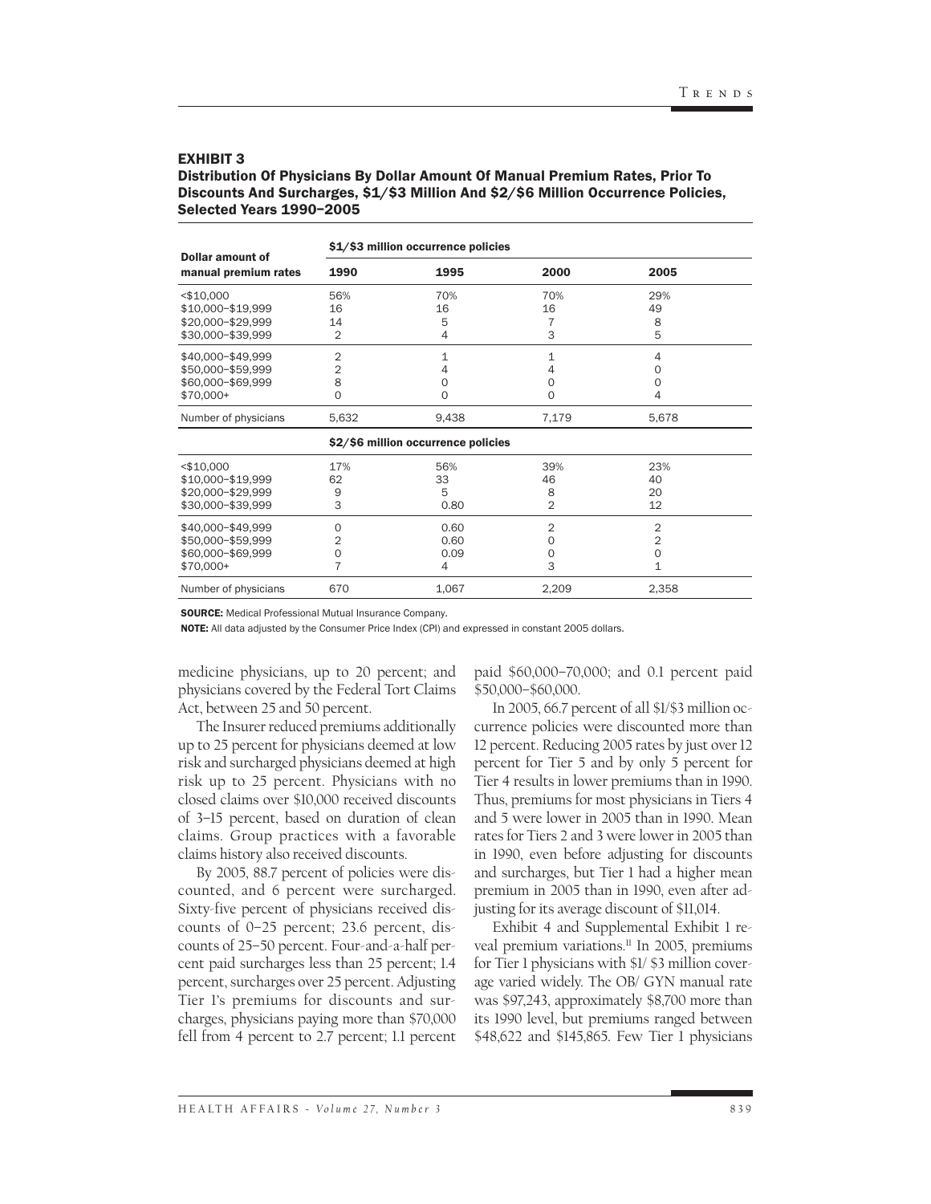**EXHIBIT 3**
**Distribution Of Physicians By Dollar Amount Of Manual Premium Rates, Prior To Discounts And Surcharges, $1/$3 Million And $2/$6 Million Occurrence Policies, Selected Years 1990–2005**

| Dollar amount of manual premium rates | 1990 | 1995 | 2000 | 2005 |
|---|---|---|---|---|
| | **$1/$3 million occurrence policies** | | | |
| <$10,000 | 56% | 70% | 70% | 29% |
| $10,000–$19,999 | 16 | 16 | 16 | 49 |
| $20,000–$29,999 | 14 | 5 | 7 | 8 |
| $30,000–$39,999 | 2 | 4 | 3 | 5 |
| $40,000–$49,999 | 2 | 1 | 1 | 4 |
| $50,000–$59,999 | 2 | 4 | 4 | 0 |
| $60,000–$69,999 | 8 | 0 | 0 | 0 |
| $70,000+ | 0 | 0 | 0 | 4 |
| Number of physicians | 5,632 | 9,438 | 7,179 | 5,678 |
| | **$2/$6 million occurrence policies** | | | |
| <$10,000 | 17% | 56% | 39% | 23% |
| $10,000–$19,999 | 62 | 33 | 46 | 40 |
| $20,000–$29,999 | 9 | 5 | 8 | 20 |
| $30,000–$39,999 | 3 | 0.80 | 2 | 12 |
| $40,000–$49,999 | 0 | 0.60 | 2 | 2 |
| $50,000–$59,999 | 2 | 0.60 | 0 | 2 |
| $60,000–$69,999 | 0 | 0.09 | 0 | 0 |
| $70,000+ | 7 | 4 | 3 | 1 |
| Number of physicians | 670 | 1,067 | 2,209 | 2,358 |

**SOURCE:** Medical Professional Mutual Insurance Company.

**NOTE:** All data adjusted by the Consumer Price Index (CPI) and expressed in constant 2005 dollars.

medicine physicians, up to 20 percent; and physicians covered by the Federal Tort Claims Act, between 25 and 50 percent.

The Insurer reduced premiums additionally up to 25 percent for physicians deemed at low risk and surcharged physicians deemed at high risk up to 25 percent. Physicians with no closed claims over $10,000 received discounts of 3–15 percent, based on duration of clean claims. Group practices with a favorable claims history also received discounts.

By 2005, 88.7 percent of policies were discounted, and 6 percent were surcharged. Sixty-five percent of physicians received discounts of 0–25 percent; 23.6 percent, discounts of 25–50 percent. Four-and-a-half percent paid surcharges less than 25 percent; 1.4 percent, surcharges over 25 percent. Adjusting Tier 1's premiums for discounts and surcharges, physicians paying more than $70,000 fell from 4 percent to 2.7 percent; 1.1 percent paid $60,000–70,000; and 0.1 percent paid $50,000–$60,000.

In 2005, 66.7 percent of all $1/$3 million occurrence policies were discounted more than 12 percent. Reducing 2005 rates by just over 12 percent for Tier 5 and by only 5 percent for Tier 4 results in lower premiums than in 1990. Thus, premiums for most physicians in Tiers 4 and 5 were lower in 2005 than in 1990. Mean rates for Tiers 2 and 3 were lower in 2005 than in 1990, even before adjusting for discounts and surcharges, but Tier 1 had a higher mean premium in 2005 than in 1990, even after adjusting for its average discount of $11,014.

Exhibit 4 and Supplemental Exhibit 1 reveal premium variations.[11] In 2005, premiums for Tier 1 physicians with $1/ $3 million coverage varied widely. The OB/ GYN manual rate was $97,243, approximately $8,700 more than its 1990 level, but premiums ranged between $48,622 and $145,865. Few Tier 1 physicians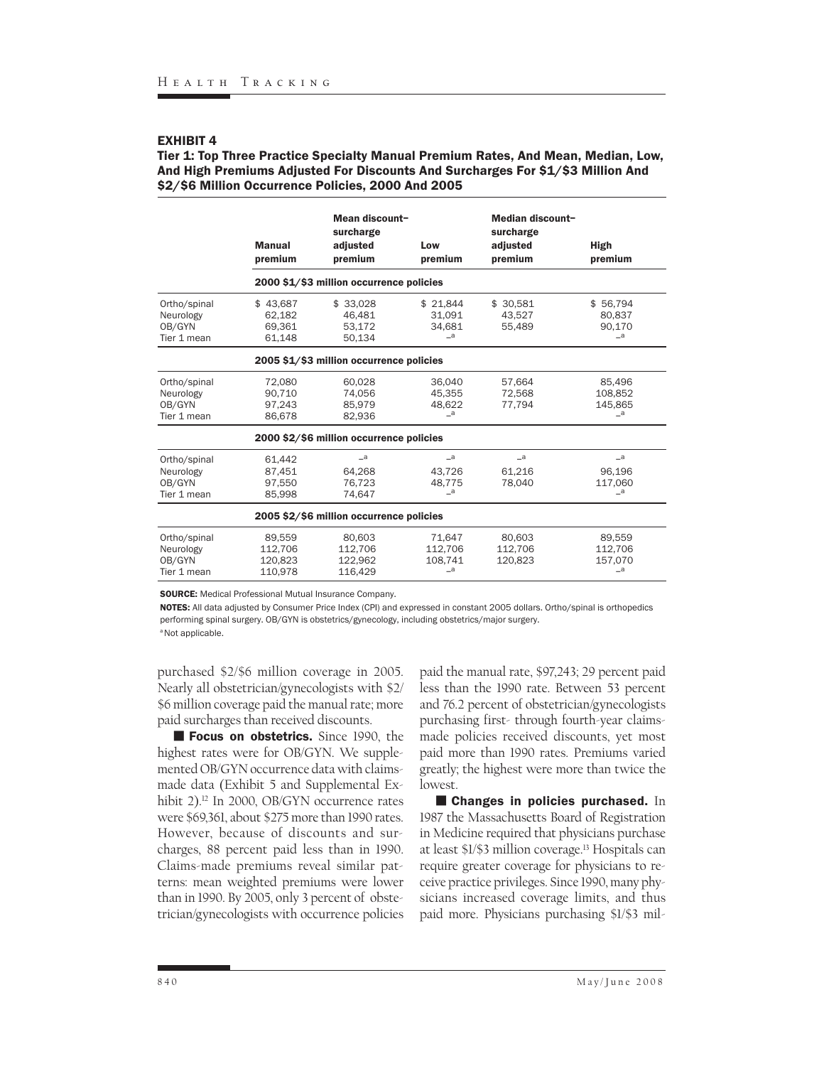## EXHIBIT 4

**Tier 1: Top Three Practice Specialty Manual Premium Rates, And Mean, Median, Low, And High Premiums Adjusted For Discounts And Surcharges For $1/$3 Million And $2/$6 Million Occurrence Policies, 2000 And 2005**

| | Manual premium | Mean discount–surcharge adjusted premium | Low premium | Median discount–surcharge adjusted premium | High premium |
|---|---|---|---|---|---|
| **2000 $1/$3 million occurrence policies** | | | | | |
| Ortho/spinal | $ 43,687 | $ 33,028 | $ 21,844 | $ 30,581 | $ 56,794 |
| Neurology | 62,182 | 46,481 | 31,091 | 43,527 | 80,837 |
| OB/GYN | 69,361 | 53,172 | 34,681 | 55,489 | 90,170 |
| Tier 1 mean | 61,148 | 50,134 | –[a] | | –[a] |
| **2005 $1/$3 million occurrence policies** | | | | | |
| Ortho/spinal | 72,080 | 60,028 | 36,040 | 57,664 | 85,496 |
| Neurology | 90,710 | 74,056 | 45,355 | 72,568 | 108,852 |
| OB/GYN | 97,243 | 85,979 | 48,622 | 77,794 | 145,865 |
| Tier 1 mean | 86,678 | 82,936 | –[a] | | –[a] |
| **2000 $2/$6 million occurrence policies** | | | | | |
| Ortho/spinal | 61,442 | –[a] | –[a] | –[a] | –[a] |
| Neurology | 87,451 | 64,268 | 43,726 | 61,216 | 96,196 |
| OB/GYN | 97,550 | 76,723 | 48,775 | 78,040 | 117,060 |
| Tier 1 mean | 85,998 | 74,647 | –[a] | | –[a] |
| **2005 $2/$6 million occurrence policies** | | | | | |
| Ortho/spinal | 89,559 | 80,603 | 71,647 | 80,603 | 89,559 |
| Neurology | 112,706 | 112,706 | 112,706 | 112,706 | 112,706 |
| OB/GYN | 120,823 | 122,962 | 108,741 | 120,823 | 157,070 |
| Tier 1 mean | 110,978 | 116,429 | –[a] | | –[a] |

**SOURCE:** Medical Professional Mutual Insurance Company.

**NOTES:** All data adjusted by Consumer Price Index (CPI) and expressed in constant 2005 dollars. Ortho/spinal is orthopedics performing spinal surgery. OB/GYN is obstetrics/gynecology, including obstetrics/major surgery.

[a] Not applicable.

purchased $2/$6 million coverage in 2005. Nearly all obstetrician/gynecologists with $2/$6 million coverage paid the manual rate; more paid surcharges than received discounts.

■ **Focus on obstetrics.** Since 1990, the highest rates were for OB/GYN. We supplemented OB/GYN occurrence data with claims-made data (Exhibit 5 and Supplemental Exhibit 2).[12] In 2000, OB/GYN occurrence rates were $69,361, about $275 more than 1990 rates. However, because of discounts and surcharges, 88 percent paid less than in 1990. Claims-made premiums reveal similar patterns: mean weighted premiums were lower than in 1990. By 2005, only 3 percent of obstetrician/gynecologists with occurrence policies paid the manual rate, $97,243; 29 percent paid less than the 1990 rate. Between 53 percent and 76.2 percent of obstetrician/gynecologists purchasing first- through fourth-year claims-made policies received discounts, yet most paid more than 1990 rates. Premiums varied greatly; the highest were more than twice the lowest.

■ **Changes in policies purchased.** In 1987 the Massachusetts Board of Registration in Medicine required that physicians purchase at least $1/$3 million coverage.[13] Hospitals can require greater coverage for physicians to receive practice privileges. Since 1990, many physicians increased coverage limits, and thus paid more. Physicians purchasing $1/$3 mil-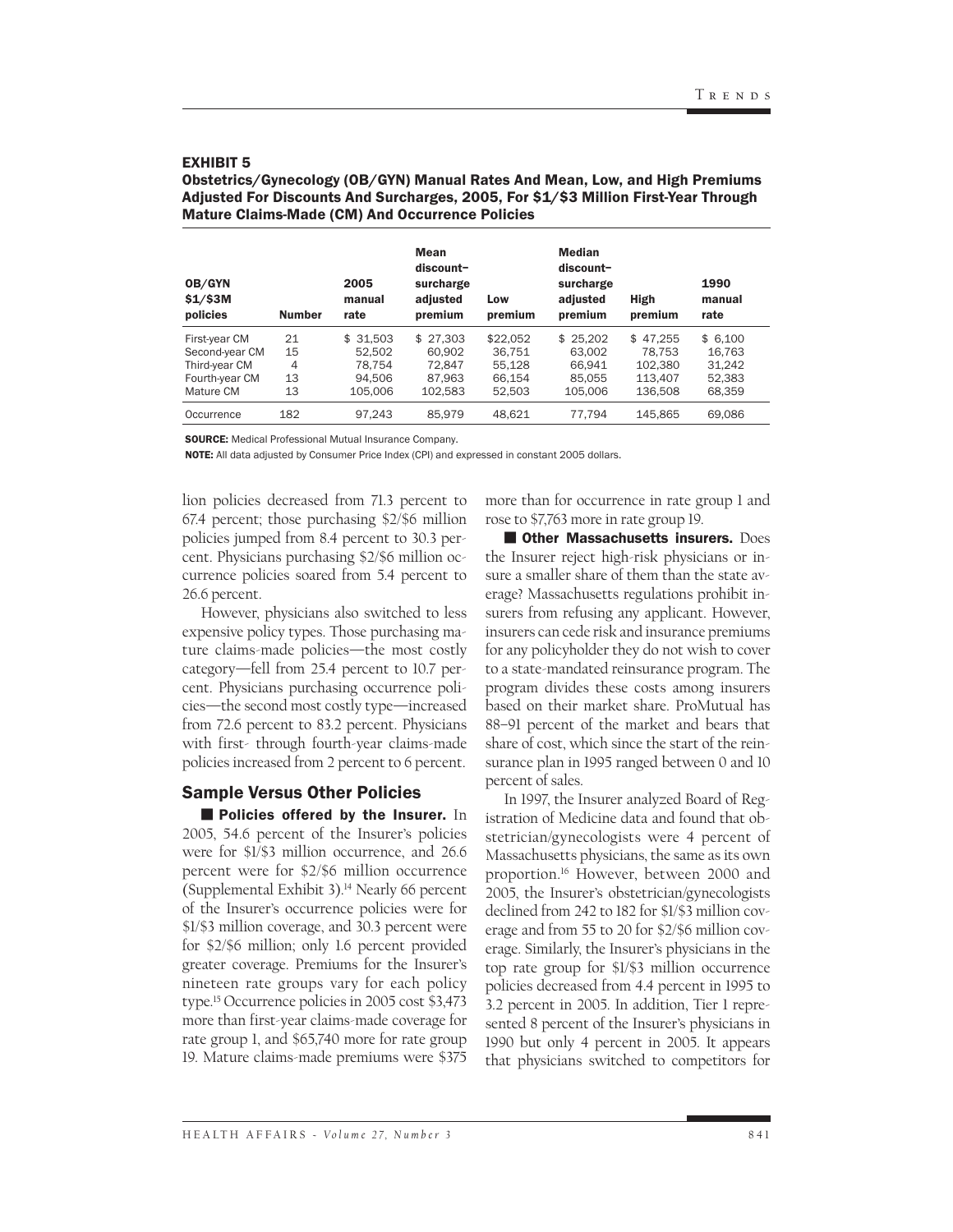**EXHIBIT 5**

**Obstetrics/Gynecology (OB/GYN) Manual Rates And Mean, Low, and High Premiums Adjusted For Discounts And Surcharges, 2005, For $1/$3 Million First-Year Through Mature Claims-Made (CM) And Occurrence Policies**

| OB/GYN $1/$3M policies | Number | 2005 manual rate | Mean discount–surcharge adjusted premium | Low premium | Median discount–surcharge adjusted premium | High premium | 1990 manual rate |
|---|---|---|---|---|---|---|---|
| First-year CM | 21 | $ 31,503 | $ 27,303 | $22,052 | $ 25,202 | $ 47,255 | $ 6,100 |
| Second-year CM | 15 | 52,502 | 60,902 | 36,751 | 63,002 | 78,753 | 16,763 |
| Third-year CM | 4 | 78,754 | 72,847 | 55,128 | 66,941 | 102,380 | 31,242 |
| Fourth-year CM | 13 | 94,506 | 87,963 | 66,154 | 85,055 | 113,407 | 52,383 |
| Mature CM | 13 | 105,006 | 102,583 | 52,503 | 105,006 | 136,508 | 68,359 |
| Occurrence | 182 | 97,243 | 85,979 | 48,621 | 77,794 | 145,865 | 69,086 |

**SOURCE:** Medical Professional Mutual Insurance Company.

**NOTE:** All data adjusted by Consumer Price Index (CPI) and expressed in constant 2005 dollars.

lion policies decreased from 71.3 percent to 67.4 percent; those purchasing $2/$6 million policies jumped from 8.4 percent to 30.3 percent. Physicians purchasing $2/$6 million occurrence policies soared from 5.4 percent to 26.6 percent.

However, physicians also switched to less expensive policy types. Those purchasing mature claims-made policies—the most costly category—fell from 25.4 percent to 10.7 percent. Physicians purchasing occurrence policies—the second most costly type—increased from 72.6 percent to 83.2 percent. Physicians with first- through fourth-year claims-made policies increased from 2 percent to 6 percent.

## Sample Versus Other Policies

■ **Policies offered by the Insurer.** In 2005, 54.6 percent of the Insurer's policies were for $1/$3 million occurrence, and 26.6 percent were for $2/$6 million occurrence (Supplemental Exhibit 3).[14] Nearly 66 percent of the Insurer's occurrence policies were for $1/$3 million coverage, and 30.3 percent were for $2/$6 million; only 1.6 percent provided greater coverage. Premiums for the Insurer's nineteen rate groups vary for each policy type.[15] Occurrence policies in 2005 cost $3,473 more than first-year claims-made coverage for rate group 1, and $65,740 more for rate group 19. Mature claims-made premiums were $375 more than for occurrence in rate group 1 and rose to $7,763 more in rate group 19.

■ **Other Massachusetts insurers.** Does the Insurer reject high-risk physicians or insure a smaller share of them than the state average? Massachusetts regulations prohibit insurers from refusing any applicant. However, insurers can cede risk and insurance premiums for any policyholder they do not wish to cover to a state-mandated reinsurance program. The program divides these costs among insurers based on their market share. ProMutual has 88–91 percent of the market and bears that share of cost, which since the start of the reinsurance plan in 1995 ranged between 0 and 10 percent of sales.

In 1997, the Insurer analyzed Board of Registration of Medicine data and found that obstetrician/gynecologists were 4 percent of Massachusetts physicians, the same as its own proportion.[16] However, between 2000 and 2005, the Insurer's obstetrician/gynecologists declined from 242 to 182 for $1/$3 million coverage and from 55 to 20 for $2/$6 million coverage. Similarly, the Insurer's physicians in the top rate group for $1/$3 million occurrence policies decreased from 4.4 percent in 1995 to 3.2 percent in 2005. In addition, Tier 1 represented 8 percent of the Insurer's physicians in 1990 but only 4 percent in 2005. It appears that physicians switched to competitors for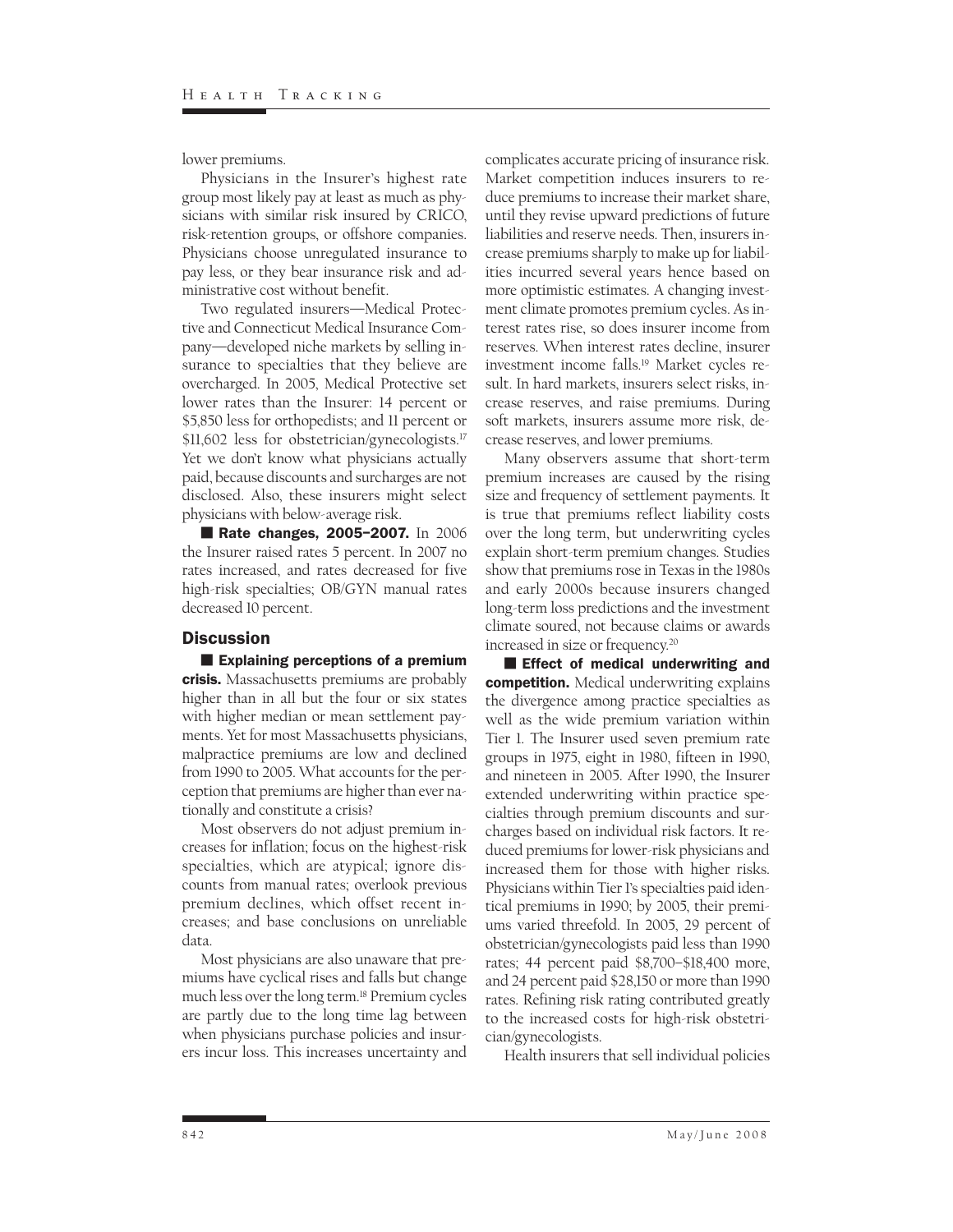lower premiums.

Physicians in the Insurer's highest rate group most likely pay at least as much as physicians with similar risk insured by CRICO, risk-retention groups, or offshore companies. Physicians choose unregulated insurance to pay less, or they bear insurance risk and administrative cost without benefit.

Two regulated insurers—Medical Protective and Connecticut Medical Insurance Company—developed niche markets by selling insurance to specialties that they believe are overcharged. In 2005, Medical Protective set lower rates than the Insurer: 14 percent or $5,850 less for orthopedists; and 11 percent or $11,602 less for obstetrician/gynecologists.[17] Yet we don't know what physicians actually paid, because discounts and surcharges are not disclosed. Also, these insurers might select physicians with below-average risk.

**■ Rate changes, 2005–2007.** In 2006 the Insurer raised rates 5 percent. In 2007 no rates increased, and rates decreased for five high-risk specialties; OB/GYN manual rates decreased 10 percent.

## Discussion

**■ Explaining perceptions of a premium crisis.** Massachusetts premiums are probably higher than in all but the four or six states with higher median or mean settlement payments. Yet for most Massachusetts physicians, malpractice premiums are low and declined from 1990 to 2005. What accounts for the perception that premiums are higher than ever nationally and constitute a crisis?

Most observers do not adjust premium increases for inflation; focus on the highest-risk specialties, which are atypical; ignore discounts from manual rates; overlook previous premium declines, which offset recent increases; and base conclusions on unreliable data.

Most physicians are also unaware that premiums have cyclical rises and falls but change much less over the long term.[18] Premium cycles are partly due to the long time lag between when physicians purchase policies and insurers incur loss. This increases uncertainty and complicates accurate pricing of insurance risk. Market competition induces insurers to reduce premiums to increase their market share, until they revise upward predictions of future liabilities and reserve needs. Then, insurers increase premiums sharply to make up for liabilities incurred several years hence based on more optimistic estimates. A changing investment climate promotes premium cycles. As interest rates rise, so does insurer income from reserves. When interest rates decline, insurer investment income falls.[19] Market cycles result. In hard markets, insurers select risks, increase reserves, and raise premiums. During soft markets, insurers assume more risk, decrease reserves, and lower premiums.

Many observers assume that short-term premium increases are caused by the rising size and frequency of settlement payments. It is true that premiums reflect liability costs over the long term, but underwriting cycles explain short-term premium changes. Studies show that premiums rose in Texas in the 1980s and early 2000s because insurers changed long-term loss predictions and the investment climate soured, not because claims or awards increased in size or frequency.[20]

**■ Effect of medical underwriting and competition.** Medical underwriting explains the divergence among practice specialties as well as the wide premium variation within Tier 1. The Insurer used seven premium rate groups in 1975, eight in 1980, fifteen in 1990, and nineteen in 2005. After 1990, the Insurer extended underwriting within practice specialties through premium discounts and surcharges based on individual risk factors. It reduced premiums for lower-risk physicians and increased them for those with higher risks. Physicians within Tier 1's specialties paid identical premiums in 1990; by 2005, their premiums varied threefold. In 2005, 29 percent of obstetrician/gynecologists paid less than 1990 rates; 44 percent paid $8,700–$18,400 more, and 24 percent paid $28,150 or more than 1990 rates. Refining risk rating contributed greatly to the increased costs for high-risk obstetrician/gynecologists.

Health insurers that sell individual policies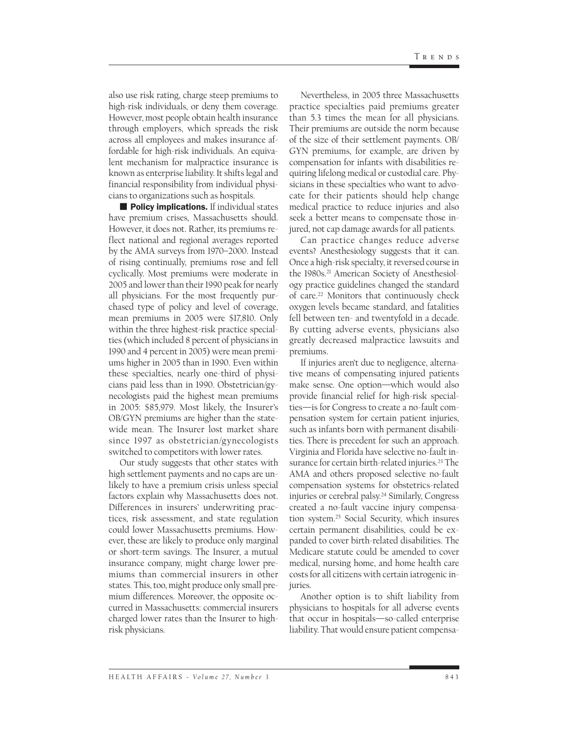also use risk rating, charge steep premiums to high-risk individuals, or deny them coverage. However, most people obtain health insurance through employers, which spreads the risk across all employees and makes insurance affordable for high-risk individuals. An equivalent mechanism for malpractice insurance is known as enterprise liability. It shifts legal and financial responsibility from individual physicians to organizations such as hospitals.

■ **Policy implications.** If individual states have premium crises, Massachusetts should. However, it does not. Rather, its premiums reflect national and regional averages reported by the AMA surveys from 1970–2000. Instead of rising continually, premiums rose and fell cyclically. Most premiums were moderate in 2005 and lower than their 1990 peak for nearly all physicians. For the most frequently purchased type of policy and level of coverage, mean premiums in 2005 were $17,810. Only within the three highest-risk practice specialties (which included 8 percent of physicians in 1990 and 4 percent in 2005) were mean premiums higher in 2005 than in 1990. Even within these specialties, nearly one-third of physicians paid less than in 1990. Obstetrician/gynecologists paid the highest mean premiums in 2005: $85,979. Most likely, the Insurer's OB/GYN premiums are higher than the statewide mean. The Insurer lost market share since 1997 as obstetrician/gynecologists switched to competitors with lower rates.

Our study suggests that other states with high settlement payments and no caps are unlikely to have a premium crisis unless special factors explain why Massachusetts does not. Differences in insurers' underwriting practices, risk assessment, and state regulation could lower Massachusetts premiums. However, these are likely to produce only marginal or short-term savings. The Insurer, a mutual insurance company, might charge lower premiums than commercial insurers in other states. This, too, might produce only small premium differences. Moreover, the opposite occurred in Massachusetts: commercial insurers charged lower rates than the Insurer to high-risk physicians.

Nevertheless, in 2005 three Massachusetts practice specialties paid premiums greater than 5.3 times the mean for all physicians. Their premiums are outside the norm because of the size of their settlement payments. OB/GYN premiums, for example, are driven by compensation for infants with disabilities requiring lifelong medical or custodial care. Physicians in these specialties who want to advocate for their patients should help change medical practice to reduce injuries and also seek a better means to compensate those injured, not cap damage awards for all patients.

Can practice changes reduce adverse events? Anesthesiology suggests that it can. Once a high-risk specialty, it reversed course in the 1980s.[21] American Society of Anesthesiology practice guidelines changed the standard of care.[22] Monitors that continuously check oxygen levels became standard, and fatalities fell between ten- and twentyfold in a decade. By cutting adverse events, physicians also greatly decreased malpractice lawsuits and premiums.

If injuries aren't due to negligence, alternative means of compensating injured patients make sense. One option—which would also provide financial relief for high-risk specialties—is for Congress to create a no-fault compensation system for certain patient injuries, such as infants born with permanent disabilities. There is precedent for such an approach. Virginia and Florida have selective no-fault insurance for certain birth-related injuries.[23] The AMA and others proposed selective no-fault compensation systems for obstetrics-related injuries or cerebral palsy.[24] Similarly, Congress created a no-fault vaccine injury compensation system.[25] Social Security, which insures certain permanent disabilities, could be expanded to cover birth-related disabilities. The Medicare statute could be amended to cover medical, nursing home, and home health care costs for all citizens with certain iatrogenic injuries.

Another option is to shift liability from physicians to hospitals for all adverse events that occur in hospitals—so-called enterprise liability. That would ensure patient compensa-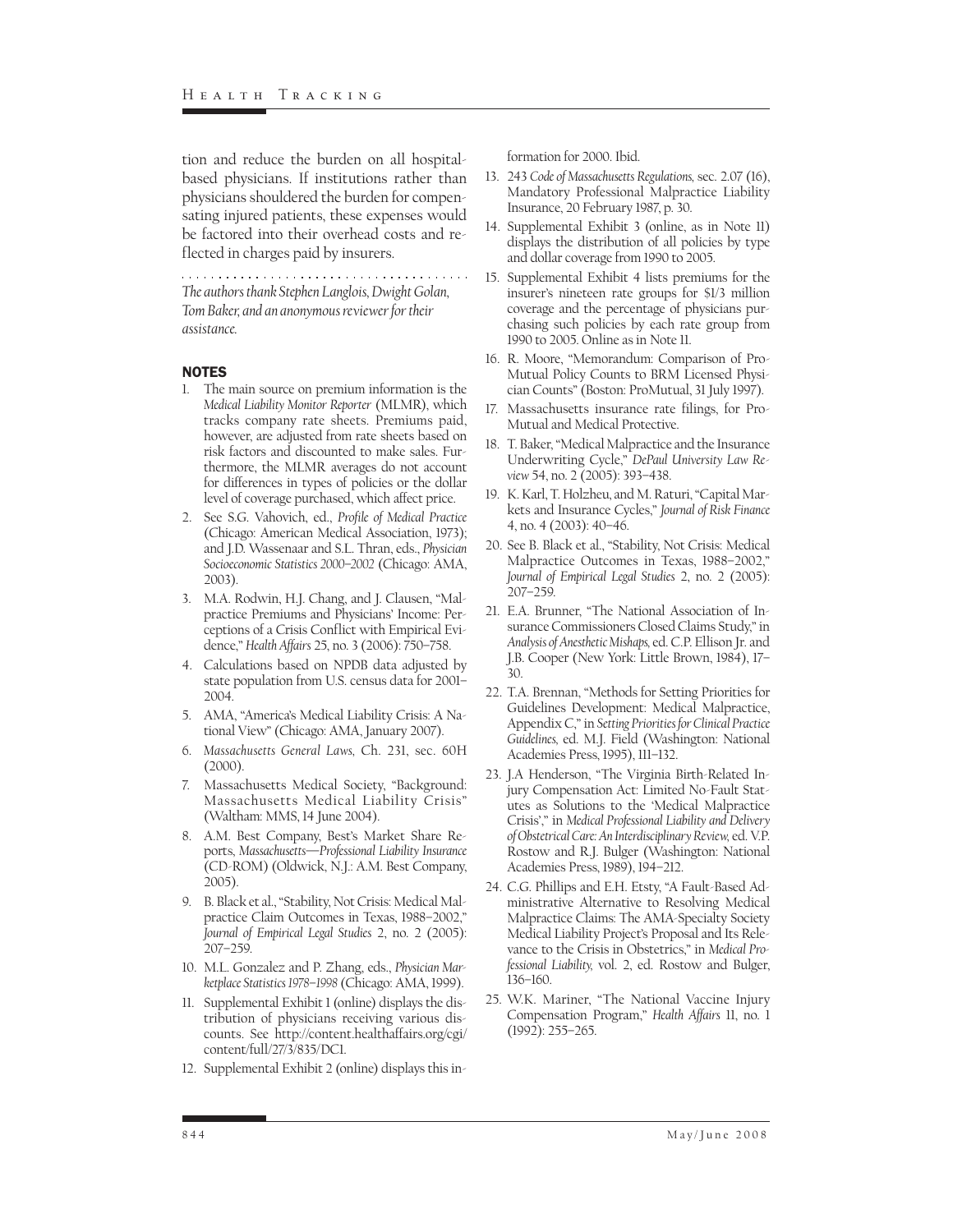tion and reduce the burden on all hospital-based physicians. If institutions rather than physicians shouldered the burden for compensating injured patients, these expenses would be factored into their overhead costs and reflected in charges paid by insurers.

*The authors thank Stephen Langlois, Dwight Golan, Tom Baker, and an anonymous reviewer for their assistance.*

## NOTES

1. The main source on premium information is the *Medical Liability Monitor Reporter* (MLMR), which tracks company rate sheets. Premiums paid, however, are adjusted from rate sheets based on risk factors and discounted to make sales. Furthermore, the MLMR averages do not account for differences in types of policies or the dollar level of coverage purchased, which affect price.
2. See S.G. Vahovich, ed., *Profile of Medical Practice* (Chicago: American Medical Association, 1973); and J.D. Wassenaar and S.L. Thran, eds., *Physician Socioeconomic Statistics 2000–2002* (Chicago: AMA, 2003).
3. M.A. Rodwin, H.J. Chang, and J. Clausen, "Malpractice Premiums and Physicians' Income: Perceptions of a Crisis Conflict with Empirical Evidence," *Health Affairs* 25, no. 3 (2006): 750–758.
4. Calculations based on NPDB data adjusted by state population from U.S. census data for 2001–2004.
5. AMA, "America's Medical Liability Crisis: A National View" (Chicago: AMA, January 2007).
6. *Massachusetts General Laws*, Ch. 231, sec. 60H (2000).
7. Massachusetts Medical Society, "Background: Massachusetts Medical Liability Crisis" (Waltham: MMS, 14 June 2004).
8. A.M. Best Company, Best's Market Share Reports, *Massachusetts—Professional Liability Insurance* (CD-ROM) (Oldwick, N.J.: A.M. Best Company, 2005).
9. B. Black et al., "Stability, Not Crisis: Medical Malpractice Claim Outcomes in Texas, 1988–2002," *Journal of Empirical Legal Studies* 2, no. 2 (2005): 207–259.
10. M.L. Gonzalez and P. Zhang, eds., *Physician Marketplace Statistics 1978–1998* (Chicago: AMA, 1999).
11. Supplemental Exhibit 1 (online) displays the distribution of physicians receiving various discounts. See http://content.healthaffairs.org/cgi/content/full/27/3/835/DC1.
12. Supplemental Exhibit 2 (online) displays this information for 2000. Ibid.
13. 243 *Code of Massachusetts Regulations,* sec. 2.07 (16), Mandatory Professional Malpractice Liability Insurance, 20 February 1987, p. 30.
14. Supplemental Exhibit 3 (online, as in Note 11) displays the distribution of all policies by type and dollar coverage from 1990 to 2005.
15. Supplemental Exhibit 4 lists premiums for the insurer's nineteen rate groups for $1/3 million coverage and the percentage of physicians purchasing such policies by each rate group from 1990 to 2005. Online as in Note 11.
16. R. Moore, "Memorandum: Comparison of Pro-Mutual Policy Counts to BRM Licensed Physician Counts" (Boston: ProMutual, 31 July 1997).
17. Massachusetts insurance rate filings, for ProMutual and Medical Protective.
18. T. Baker, "Medical Malpractice and the Insurance Underwriting Cycle," *DePaul University Law Review* 54, no. 2 (2005): 393–438.
19. K. Karl, T. Holzheu, and M. Raturi, "Capital Markets and Insurance Cycles," *Journal of Risk Finance* 4, no. 4 (2003): 40–46.
20. See B. Black et al., "Stability, Not Crisis: Medical Malpractice Outcomes in Texas, 1988–2002," *Journal of Empirical Legal Studies* 2, no. 2 (2005): 207–259.
21. E.A. Brunner, "The National Association of Insurance Commissioners Closed Claims Study," in *Analysis of Anesthetic Mishaps,* ed. C.P. Ellison Jr. and J.B. Cooper (New York: Little Brown, 1984), 17–30.
22. T.A. Brennan, "Methods for Setting Priorities for Guidelines Development: Medical Malpractice, Appendix C," in *Setting Priorities for Clinical Practice Guidelines,* ed. M.J. Field (Washington: National Academies Press, 1995), 111–132.
23. J.A Henderson, "The Virginia Birth-Related Injury Compensation Act: Limited No-Fault Statutes as Solutions to the 'Medical Malpractice Crisis'," in *Medical Professional Liability and Delivery of Obstetrical Care: An Interdisciplinary Review,* ed. V.P. Rostow and R.J. Bulger (Washington: National Academies Press, 1989), 194–212.
24. C.G. Phillips and E.H. Etsty, "A Fault-Based Administrative Alternative to Resolving Medical Malpractice Claims: The AMA-Specialty Society Medical Liability Project's Proposal and Its Relevance to the Crisis in Obstetrics," in *Medical Professional Liability,* vol. 2, ed. Rostow and Bulger, 136–160.
25. W.K. Mariner, "The National Vaccine Injury Compensation Program," *Health Affairs* 11, no. 1 (1992): 255–265.